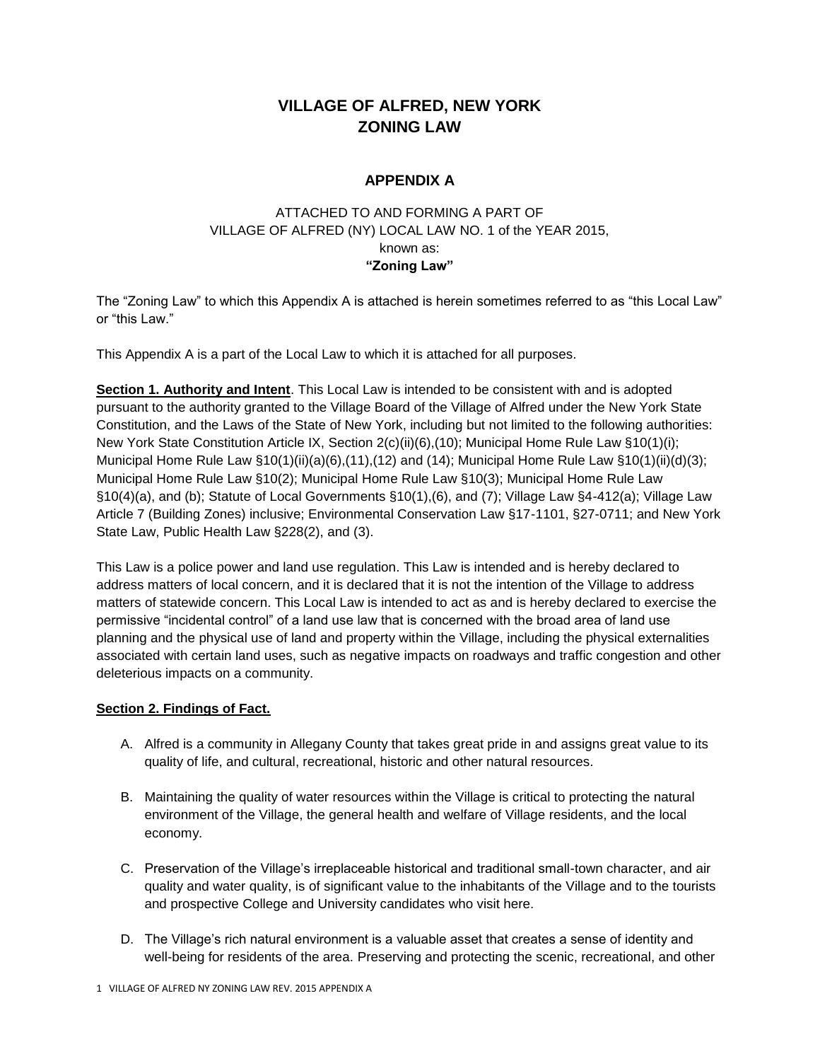# VILLAGE OF ALFRED, NEW YORK
# ZONING LAW

## APPENDIX A

ATTACHED TO AND FORMING A PART OF
VILLAGE OF ALFRED (NY) LOCAL LAW NO. 1 of the YEAR 2015,
known as:
**"Zoning Law"**

The "Zoning Law" to which this Appendix A is attached is herein sometimes referred to as "this Local Law" or "this Law."

This Appendix A is a part of the Local Law to which it is attached for all purposes.

**Section 1. Authority and Intent**. This Local Law is intended to be consistent with and is adopted pursuant to the authority granted to the Village Board of the Village of Alfred under the New York State Constitution, and the Laws of the State of New York, including but not limited to the following authorities: New York State Constitution Article IX, Section 2(c)(ii)(6),(10); Municipal Home Rule Law §10(1)(i); Municipal Home Rule Law §10(1)(ii)(a)(6),(11),(12) and (14); Municipal Home Rule Law §10(1)(ii)(d)(3); Municipal Home Rule Law §10(2); Municipal Home Rule Law §10(3); Municipal Home Rule Law §10(4)(a), and (b); Statute of Local Governments §10(1),(6), and (7); Village Law §4-412(a); Village Law Article 7 (Building Zones) inclusive; Environmental Conservation Law §17-1101, §27-0711; and New York State Law, Public Health Law §228(2), and (3).

This Law is a police power and land use regulation. This Law is intended and is hereby declared to address matters of local concern, and it is declared that it is not the intention of the Village to address matters of statewide concern. This Local Law is intended to act as and is hereby declared to exercise the permissive "incidental control" of a land use law that is concerned with the broad area of land use planning and the physical use of land and property within the Village, including the physical externalities associated with certain land uses, such as negative impacts on roadways and traffic congestion and other deleterious impacts on a community.

**Section 2. Findings of Fact.**

A. Alfred is a community in Allegany County that takes great pride in and assigns great value to its quality of life, and cultural, recreational, historic and other natural resources.

B. Maintaining the quality of water resources within the Village is critical to protecting the natural environment of the Village, the general health and welfare of Village residents, and the local economy.

C. Preservation of the Village's irreplaceable historical and traditional small-town character, and air quality and water quality, is of significant value to the inhabitants of the Village and to the tourists and prospective College and University candidates who visit here.

D. The Village's rich natural environment is a valuable asset that creates a sense of identity and well-being for residents of the area. Preserving and protecting the scenic, recreational, and other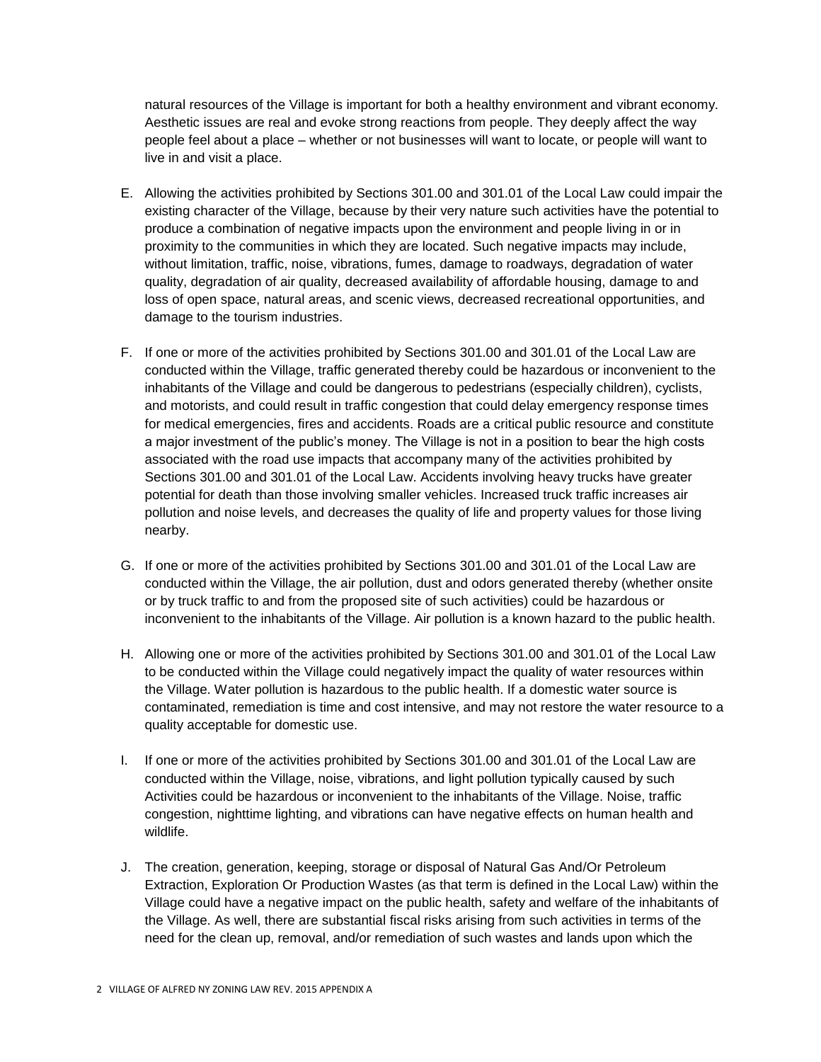natural resources of the Village is important for both a healthy environment and vibrant economy. Aesthetic issues are real and evoke strong reactions from people. They deeply affect the way people feel about a place – whether or not businesses will want to locate, or people will want to live in and visit a place.

E. Allowing the activities prohibited by Sections 301.00 and 301.01 of the Local Law could impair the existing character of the Village, because by their very nature such activities have the potential to produce a combination of negative impacts upon the environment and people living in or in proximity to the communities in which they are located. Such negative impacts may include, without limitation, traffic, noise, vibrations, fumes, damage to roadways, degradation of water quality, degradation of air quality, decreased availability of affordable housing, damage to and loss of open space, natural areas, and scenic views, decreased recreational opportunities, and damage to the tourism industries.

F. If one or more of the activities prohibited by Sections 301.00 and 301.01 of the Local Law are conducted within the Village, traffic generated thereby could be hazardous or inconvenient to the inhabitants of the Village and could be dangerous to pedestrians (especially children), cyclists, and motorists, and could result in traffic congestion that could delay emergency response times for medical emergencies, fires and accidents. Roads are a critical public resource and constitute a major investment of the public's money. The Village is not in a position to bear the high costs associated with the road use impacts that accompany many of the activities prohibited by Sections 301.00 and 301.01 of the Local Law. Accidents involving heavy trucks have greater potential for death than those involving smaller vehicles. Increased truck traffic increases air pollution and noise levels, and decreases the quality of life and property values for those living nearby.

G. If one or more of the activities prohibited by Sections 301.00 and 301.01 of the Local Law are conducted within the Village, the air pollution, dust and odors generated thereby (whether onsite or by truck traffic to and from the proposed site of such activities) could be hazardous or inconvenient to the inhabitants of the Village. Air pollution is a known hazard to the public health.

H. Allowing one or more of the activities prohibited by Sections 301.00 and 301.01 of the Local Law to be conducted within the Village could negatively impact the quality of water resources within the Village. Water pollution is hazardous to the public health. If a domestic water source is contaminated, remediation is time and cost intensive, and may not restore the water resource to a quality acceptable for domestic use.

I. If one or more of the activities prohibited by Sections 301.00 and 301.01 of the Local Law are conducted within the Village, noise, vibrations, and light pollution typically caused by such Activities could be hazardous or inconvenient to the inhabitants of the Village. Noise, traffic congestion, nighttime lighting, and vibrations can have negative effects on human health and wildlife.

J. The creation, generation, keeping, storage or disposal of Natural Gas And/Or Petroleum Extraction, Exploration Or Production Wastes (as that term is defined in the Local Law) within the Village could have a negative impact on the public health, safety and welfare of the inhabitants of the Village. As well, there are substantial fiscal risks arising from such activities in terms of the need for the clean up, removal, and/or remediation of such wastes and lands upon which the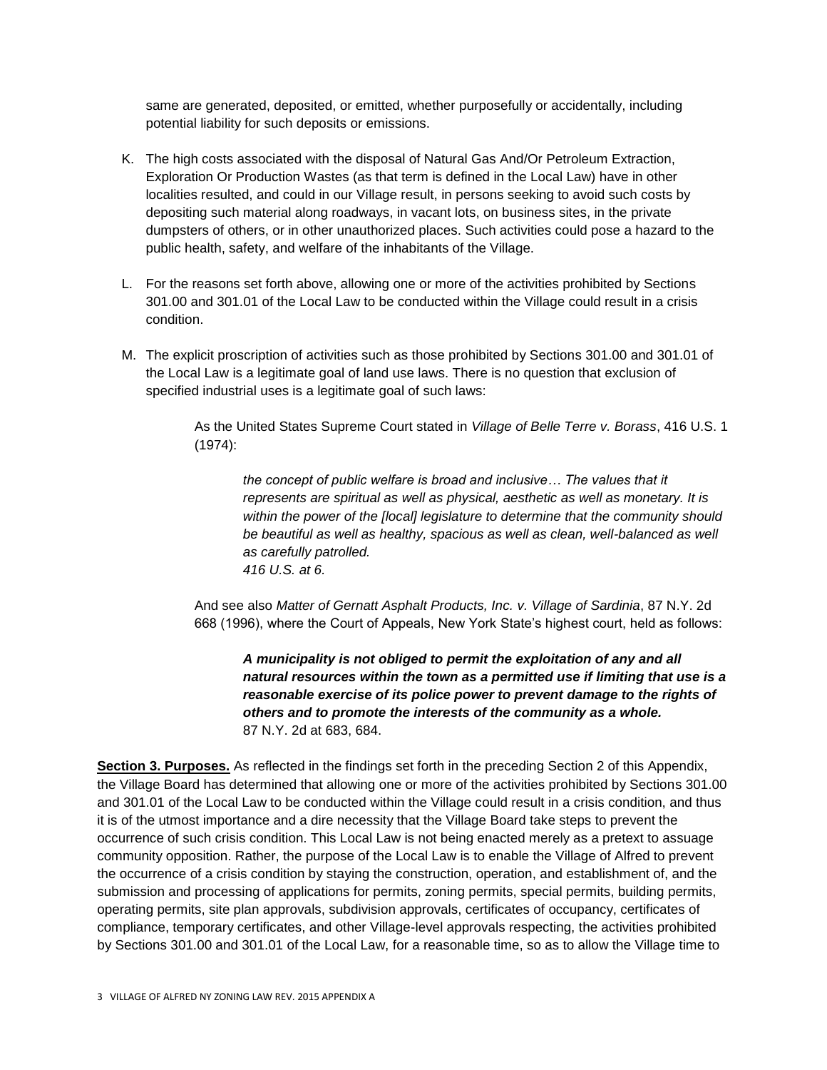same are generated, deposited, or emitted, whether purposefully or accidentally, including potential liability for such deposits or emissions.

K. The high costs associated with the disposal of Natural Gas And/Or Petroleum Extraction, Exploration Or Production Wastes (as that term is defined in the Local Law) have in other localities resulted, and could in our Village result, in persons seeking to avoid such costs by depositing such material along roadways, in vacant lots, on business sites, in the private dumpsters of others, or in other unauthorized places. Such activities could pose a hazard to the public health, safety, and welfare of the inhabitants of the Village.

L. For the reasons set forth above, allowing one or more of the activities prohibited by Sections 301.00 and 301.01 of the Local Law to be conducted within the Village could result in a crisis condition.

M. The explicit proscription of activities such as those prohibited by Sections 301.00 and 301.01 of the Local Law is a legitimate goal of land use laws. There is no question that exclusion of specified industrial uses is a legitimate goal of such laws:

> As the United States Supreme Court stated in *Village of Belle Terre v. Borass*, 416 U.S. 1 (1974):
>
> > *the concept of public welfare is broad and inclusive… The values that it represents are spiritual as well as physical, aesthetic as well as monetary. It is within the power of the [local] legislature to determine that the community should be beautiful as well as healthy, spacious as well as clean, well-balanced as well as carefully patrolled.*
> > *416 U.S. at 6.*
>
> And see also *Matter of Gernatt Asphalt Products, Inc. v. Village of Sardinia*, 87 N.Y. 2d 668 (1996), where the Court of Appeals, New York State's highest court, held as follows:
>
> > ***A municipality is not obliged to permit the exploitation of any and all natural resources within the town as a permitted use if limiting that use is a reasonable exercise of its police power to prevent damage to the rights of others and to promote the interests of the community as a whole.***
> > 87 N.Y. 2d at 683, 684.

**Section 3. Purposes.** As reflected in the findings set forth in the preceding Section 2 of this Appendix, the Village Board has determined that allowing one or more of the activities prohibited by Sections 301.00 and 301.01 of the Local Law to be conducted within the Village could result in a crisis condition, and thus it is of the utmost importance and a dire necessity that the Village Board take steps to prevent the occurrence of such crisis condition. This Local Law is not being enacted merely as a pretext to assuage community opposition. Rather, the purpose of the Local Law is to enable the Village of Alfred to prevent the occurrence of a crisis condition by staying the construction, operation, and establishment of, and the submission and processing of applications for permits, zoning permits, special permits, building permits, operating permits, site plan approvals, subdivision approvals, certificates of occupancy, certificates of compliance, temporary certificates, and other Village-level approvals respecting, the activities prohibited by Sections 301.00 and 301.01 of the Local Law, for a reasonable time, so as to allow the Village time to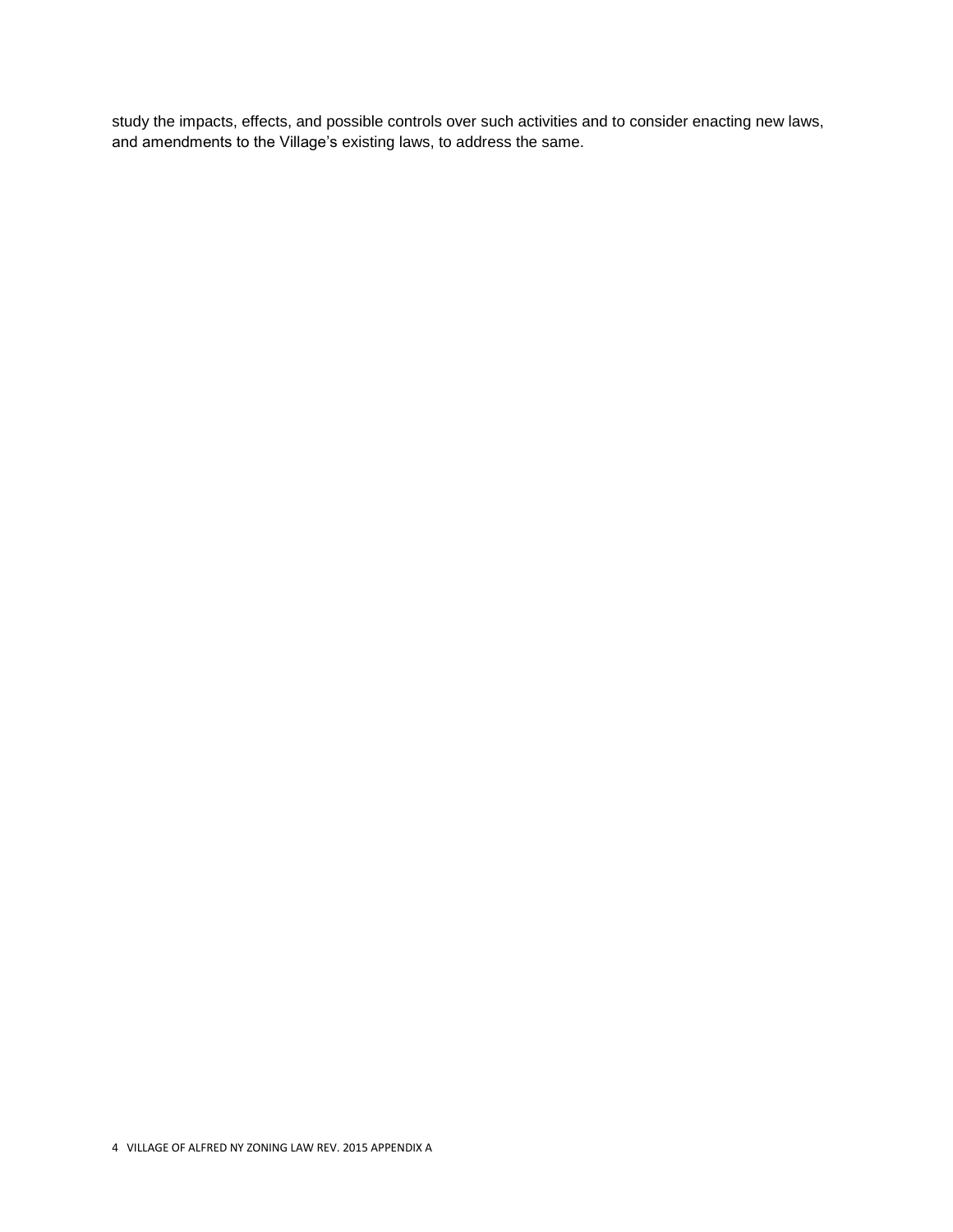study the impacts, effects, and possible controls over such activities and to consider enacting new laws, and amendments to the Village's existing laws, to address the same.